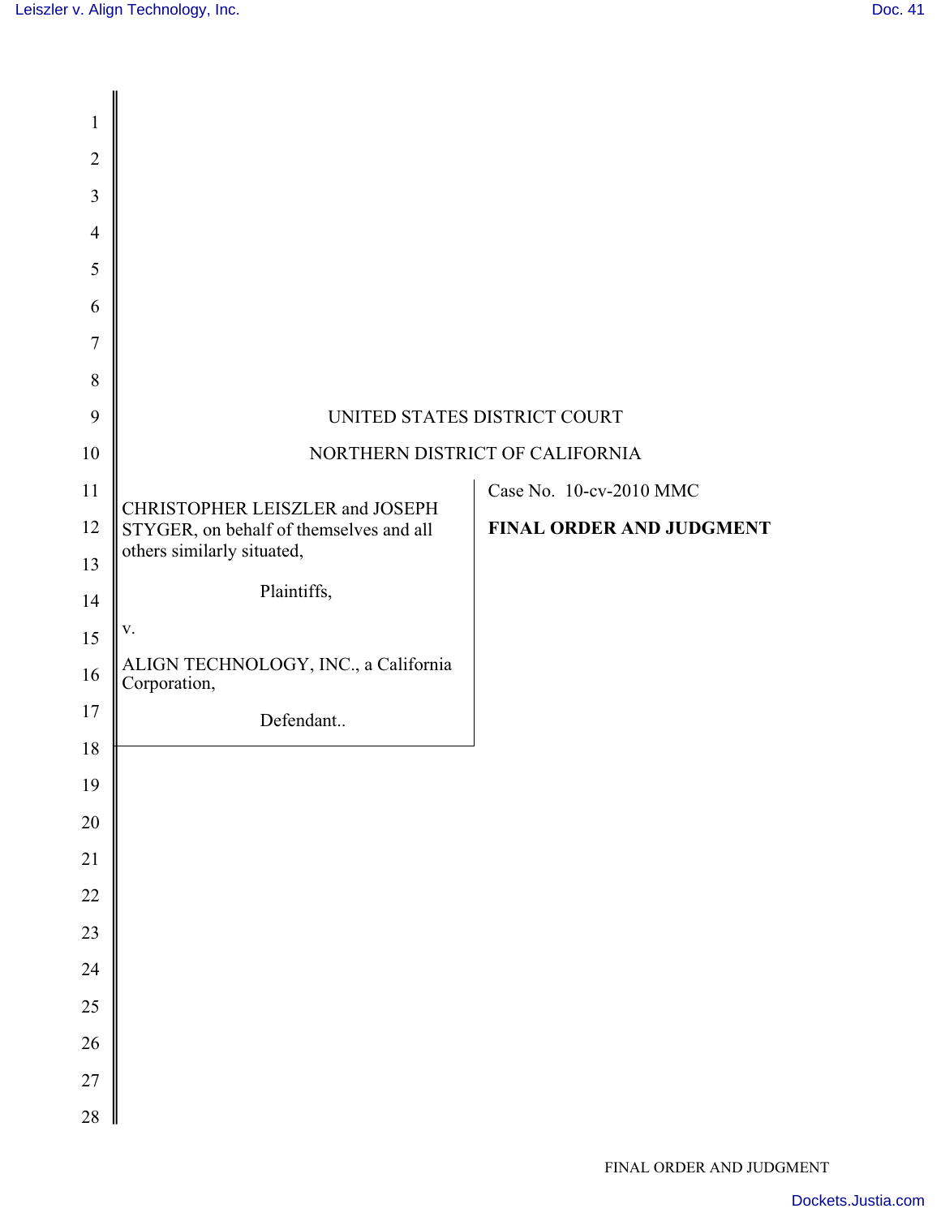UNITED STATES DISTRICT COURT

NORTHERN DISTRICT OF CALIFORNIA

| | |
|---|---|
| CHRISTOPHER LEISZLER and JOSEPH STYGER, on behalf of themselves and all others similarly situated,<br><br>Plaintiffs,<br><br>v.<br><br>ALIGN TECHNOLOGY, INC., a California Corporation,<br><br>Defendant.. | Case No. 10-cv-2010 MMC<br><br>**FINAL ORDER AND JUDGMENT** |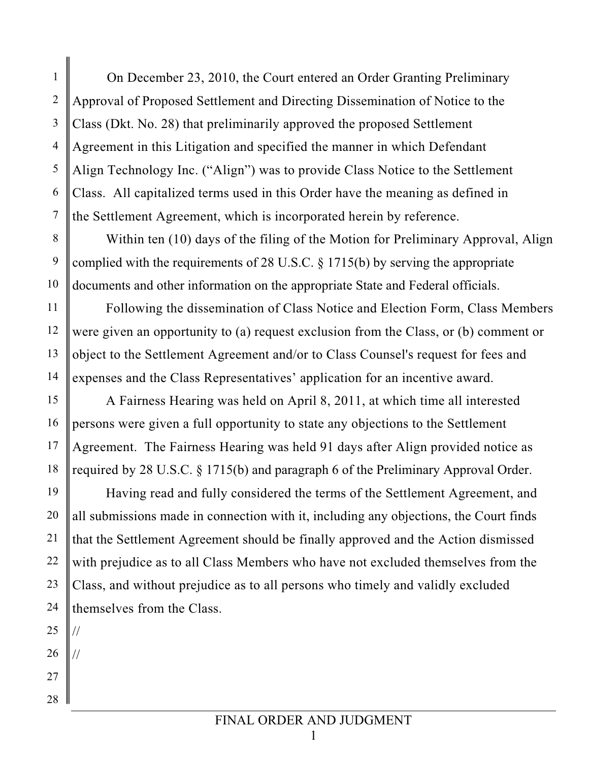On December 23, 2010, the Court entered an Order Granting Preliminary Approval of Proposed Settlement and Directing Dissemination of Notice to the Class (Dkt. No. 28) that preliminarily approved the proposed Settlement Agreement in this Litigation and specified the manner in which Defendant Align Technology Inc. ("Align") was to provide Class Notice to the Settlement Class. All capitalized terms used in this Order have the meaning as defined in the Settlement Agreement, which is incorporated herein by reference.

Within ten (10) days of the filing of the Motion for Preliminary Approval, Align complied with the requirements of 28 U.S.C. § 1715(b) by serving the appropriate documents and other information on the appropriate State and Federal officials.

Following the dissemination of Class Notice and Election Form, Class Members were given an opportunity to (a) request exclusion from the Class, or (b) comment or object to the Settlement Agreement and/or to Class Counsel's request for fees and expenses and the Class Representatives' application for an incentive award.

A Fairness Hearing was held on April 8, 2011, at which time all interested persons were given a full opportunity to state any objections to the Settlement Agreement. The Fairness Hearing was held 91 days after Align provided notice as required by 28 U.S.C. § 1715(b) and paragraph 6 of the Preliminary Approval Order.

Having read and fully considered the terms of the Settlement Agreement, and all submissions made in connection with it, including any objections, the Court finds that the Settlement Agreement should be finally approved and the Action dismissed with prejudice as to all Class Members who have not excluded themselves from the Class, and without prejudice as to all persons who timely and validly excluded themselves from the Class.

//

//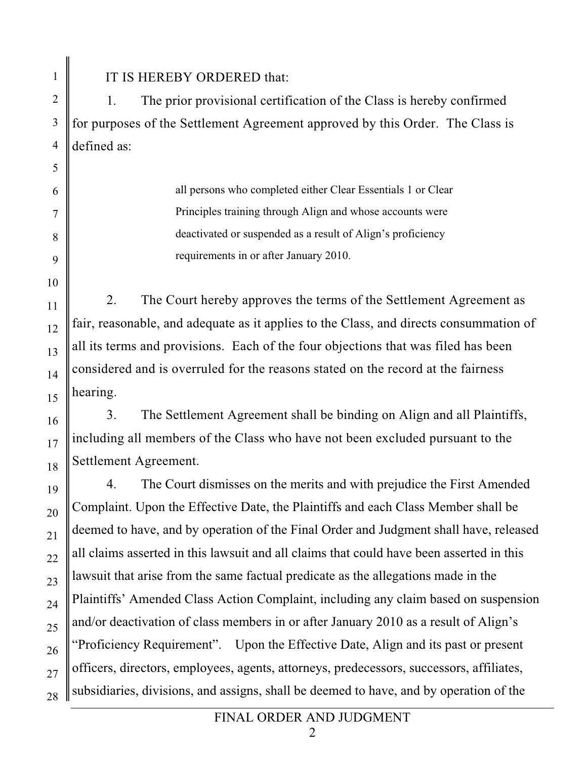IT IS HEREBY ORDERED that:

1. The prior provisional certification of the Class is hereby confirmed for purposes of the Settlement Agreement approved by this Order. The Class is defined as:

> all persons who completed either Clear Essentials 1 or Clear Principles training through Align and whose accounts were deactivated or suspended as a result of Align's proficiency requirements in or after January 2010.

2. The Court hereby approves the terms of the Settlement Agreement as fair, reasonable, and adequate as it applies to the Class, and directs consummation of all its terms and provisions. Each of the four objections that was filed has been considered and is overruled for the reasons stated on the record at the fairness hearing.

3. The Settlement Agreement shall be binding on Align and all Plaintiffs, including all members of the Class who have not been excluded pursuant to the Settlement Agreement.

4. The Court dismisses on the merits and with prejudice the First Amended Complaint. Upon the Effective Date, the Plaintiffs and each Class Member shall be deemed to have, and by operation of the Final Order and Judgment shall have, released all claims asserted in this lawsuit and all claims that could have been asserted in this lawsuit that arise from the same factual predicate as the allegations made in the Plaintiffs' Amended Class Action Complaint, including any claim based on suspension and/or deactivation of class members in or after January 2010 as a result of Align's "Proficiency Requirement". Upon the Effective Date, Align and its past or present officers, directors, employees, agents, attorneys, predecessors, successors, affiliates, subsidiaries, divisions, and assigns, shall be deemed to have, and by operation of the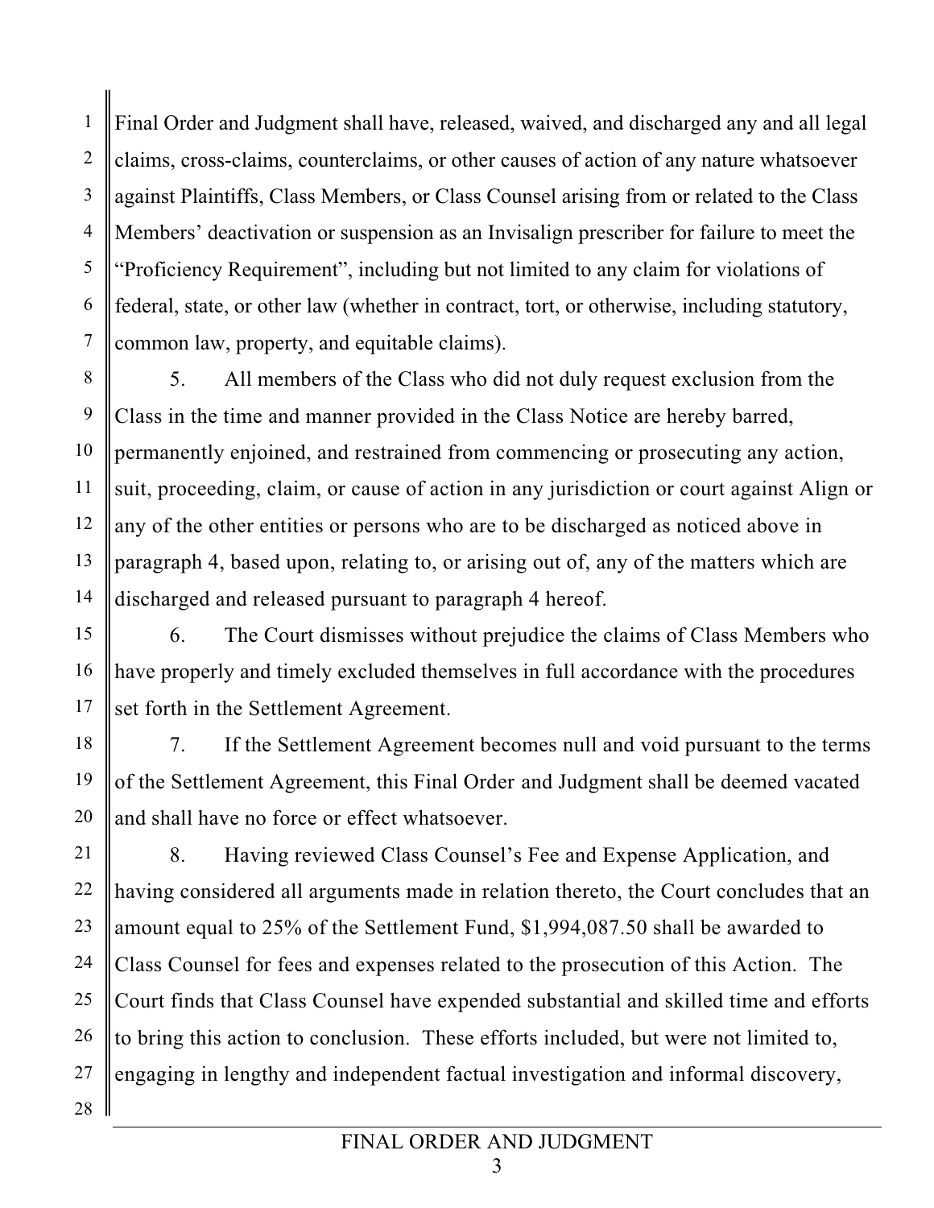Final Order and Judgment shall have, released, waived, and discharged any and all legal claims, cross-claims, counterclaims, or other causes of action of any nature whatsoever against Plaintiffs, Class Members, or Class Counsel arising from or related to the Class Members' deactivation or suspension as an Invisalign prescriber for failure to meet the "Proficiency Requirement", including but not limited to any claim for violations of federal, state, or other law (whether in contract, tort, or otherwise, including statutory, common law, property, and equitable claims).

5. All members of the Class who did not duly request exclusion from the Class in the time and manner provided in the Class Notice are hereby barred, permanently enjoined, and restrained from commencing or prosecuting any action, suit, proceeding, claim, or cause of action in any jurisdiction or court against Align or any of the other entities or persons who are to be discharged as noticed above in paragraph 4, based upon, relating to, or arising out of, any of the matters which are discharged and released pursuant to paragraph 4 hereof.

6. The Court dismisses without prejudice the claims of Class Members who have properly and timely excluded themselves in full accordance with the procedures set forth in the Settlement Agreement.

7. If the Settlement Agreement becomes null and void pursuant to the terms of the Settlement Agreement, this Final Order and Judgment shall be deemed vacated and shall have no force or effect whatsoever.

8. Having reviewed Class Counsel's Fee and Expense Application, and having considered all arguments made in relation thereto, the Court concludes that an amount equal to 25% of the Settlement Fund, $1,994,087.50 shall be awarded to Class Counsel for fees and expenses related to the prosecution of this Action. The Court finds that Class Counsel have expended substantial and skilled time and efforts to bring this action to conclusion. These efforts included, but were not limited to, engaging in lengthy and independent factual investigation and informal discovery,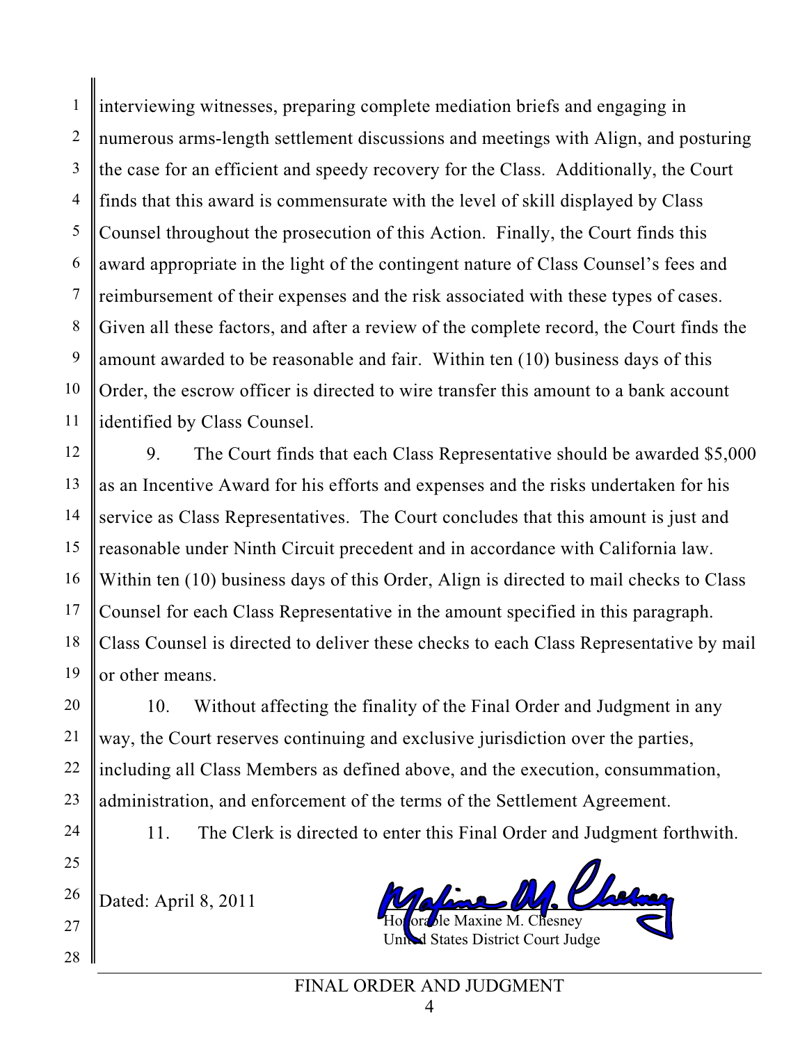interviewing witnesses, preparing complete mediation briefs and engaging in numerous arms-length settlement discussions and meetings with Align, and posturing the case for an efficient and speedy recovery for the Class. Additionally, the Court finds that this award is commensurate with the level of skill displayed by Class Counsel throughout the prosecution of this Action. Finally, the Court finds this award appropriate in the light of the contingent nature of Class Counsel's fees and reimbursement of their expenses and the risk associated with these types of cases. Given all these factors, and after a review of the complete record, the Court finds the amount awarded to be reasonable and fair. Within ten (10) business days of this Order, the escrow officer is directed to wire transfer this amount to a bank account identified by Class Counsel.

9. The Court finds that each Class Representative should be awarded $5,000 as an Incentive Award for his efforts and expenses and the risks undertaken for his service as Class Representatives. The Court concludes that this amount is just and reasonable under Ninth Circuit precedent and in accordance with California law. Within ten (10) business days of this Order, Align is directed to mail checks to Class Counsel for each Class Representative in the amount specified in this paragraph. Class Counsel is directed to deliver these checks to each Class Representative by mail or other means.

10. Without affecting the finality of the Final Order and Judgment in any way, the Court reserves continuing and exclusive jurisdiction over the parties, including all Class Members as defined above, and the execution, consummation, administration, and enforcement of the terms of the Settlement Agreement.

11. The Clerk is directed to enter this Final Order and Judgment forthwith.

Dated: April 8, 2011

Honorable Maxine M. Chesney
United States District Court Judge

FINAL ORDER AND JUDGMENT